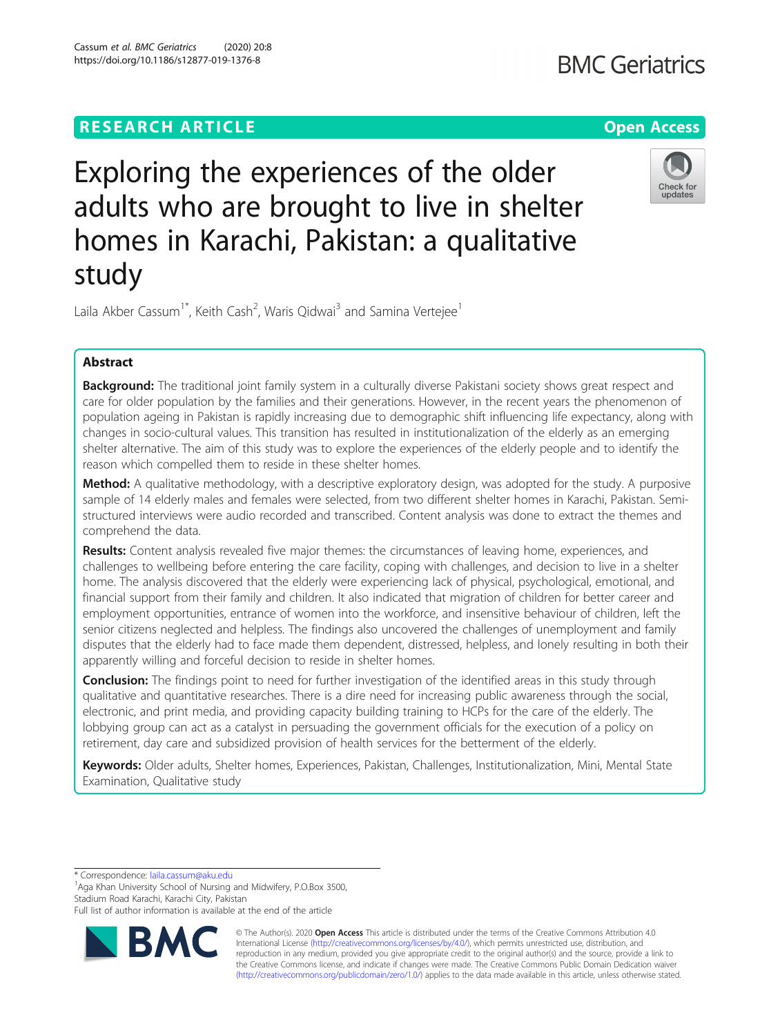RESEARCH ARTICLE

Open Access

# Exploring the experiences of the older adults who are brought to live in shelter homes in Karachi, Pakistan: a qualitative study

Laila Akber Cassum[1*], Keith Cash[2], Waris Qidwai[3] and Samina Vertejee[1]

## Abstract

**Background:** The traditional joint family system in a culturally diverse Pakistani society shows great respect and care for older population by the families and their generations. However, in the recent years the phenomenon of population ageing in Pakistan is rapidly increasing due to demographic shift influencing life expectancy, along with changes in socio-cultural values. This transition has resulted in institutionalization of the elderly as an emerging shelter alternative. The aim of this study was to explore the experiences of the elderly people and to identify the reason which compelled them to reside in these shelter homes.

**Method:** A qualitative methodology, with a descriptive exploratory design, was adopted for the study. A purposive sample of 14 elderly males and females were selected, from two different shelter homes in Karachi, Pakistan. Semi-structured interviews were audio recorded and transcribed. Content analysis was done to extract the themes and comprehend the data.

**Results:** Content analysis revealed five major themes: the circumstances of leaving home, experiences, and challenges to wellbeing before entering the care facility, coping with challenges, and decision to live in a shelter home. The analysis discovered that the elderly were experiencing lack of physical, psychological, emotional, and financial support from their family and children. It also indicated that migration of children for better career and employment opportunities, entrance of women into the workforce, and insensitive behaviour of children, left the senior citizens neglected and helpless. The findings also uncovered the challenges of unemployment and family disputes that the elderly had to face made them dependent, distressed, helpless, and lonely resulting in both their apparently willing and forceful decision to reside in shelter homes.

**Conclusion:** The findings point to need for further investigation of the identified areas in this study through qualitative and quantitative researches. There is a dire need for increasing public awareness through the social, electronic, and print media, and providing capacity building training to HCPs for the care of the elderly. The lobbying group can act as a catalyst in persuading the government officials for the execution of a policy on retirement, day care and subsidized provision of health services for the betterment of the elderly.

**Keywords:** Older adults, Shelter homes, Experiences, Pakistan, Challenges, Institutionalization, Mini, Mental State Examination, Qualitative study

---

* Correspondence: laila.cassum@aku.edu
[1]Aga Khan University School of Nursing and Midwifery, P.O.Box 3500, Stadium Road Karachi, Karachi City, Pakistan
Full list of author information is available at the end of the article

© The Author(s). 2020 **Open Access** This article is distributed under the terms of the Creative Commons Attribution 4.0 International License (http://creativecommons.org/licenses/by/4.0/), which permits unrestricted use, distribution, and reproduction in any medium, provided you give appropriate credit to the original author(s) and the source, provide a link to the Creative Commons license, and indicate if changes were made. The Creative Commons Public Domain Dedication waiver (http://creativecommons.org/publicdomain/zero/1.0/) applies to the data made available in this article, unless otherwise stated.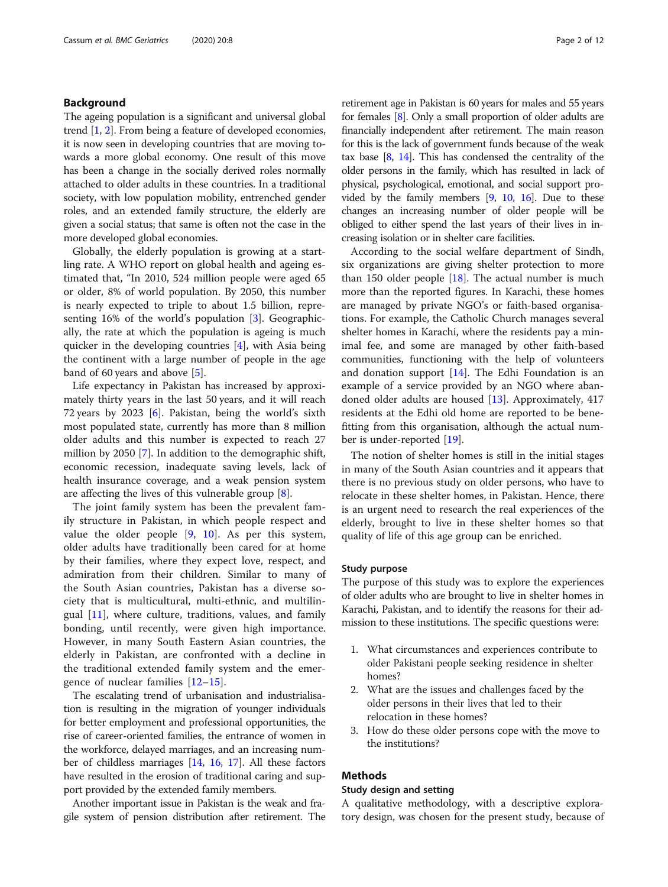## Background

The ageing population is a significant and universal global trend [1, 2]. From being a feature of developed economies, it is now seen in developing countries that are moving towards a more global economy. One result of this move has been a change in the socially derived roles normally attached to older adults in these countries. In a traditional society, with low population mobility, entrenched gender roles, and an extended family structure, the elderly are given a social status; that same is often not the case in the more developed global economies.

Globally, the elderly population is growing at a startling rate. A WHO report on global health and ageing estimated that, "In 2010, 524 million people were aged 65 or older, 8% of world population. By 2050, this number is nearly expected to triple to about 1.5 billion, representing 16% of the world's population [3]. Geographically, the rate at which the population is ageing is much quicker in the developing countries [4], with Asia being the continent with a large number of people in the age band of 60 years and above [5].

Life expectancy in Pakistan has increased by approximately thirty years in the last 50 years, and it will reach 72 years by 2023 [6]. Pakistan, being the world's sixth most populated state, currently has more than 8 million older adults and this number is expected to reach 27 million by 2050 [7]. In addition to the demographic shift, economic recession, inadequate saving levels, lack of health insurance coverage, and a weak pension system are affecting the lives of this vulnerable group [8].

The joint family system has been the prevalent family structure in Pakistan, in which people respect and value the older people [9, 10]. As per this system, older adults have traditionally been cared for at home by their families, where they expect love, respect, and admiration from their children. Similar to many of the South Asian countries, Pakistan has a diverse society that is multicultural, multi-ethnic, and multilingual [11], where culture, traditions, values, and family bonding, until recently, were given high importance. However, in many South Eastern Asian countries, the elderly in Pakistan, are confronted with a decline in the traditional extended family system and the emergence of nuclear families [12–15].

The escalating trend of urbanization and industrialisation is resulting in the migration of younger individuals for better employment and professional opportunities, the rise of career-oriented families, the entrance of women in the workforce, delayed marriages, and an increasing number of childless marriages [14, 16, 17]. All these factors have resulted in the erosion of traditional caring and support provided by the extended family members.

Another important issue in Pakistan is the weak and fragile system of pension distribution after retirement. The retirement age in Pakistan is 60 years for males and 55 years for females [8]. Only a small proportion of older adults are financially independent after retirement. The main reason for this is the lack of government funds because of the weak tax base [8, 14]. This has condensed the centrality of the older persons in the family, which has resulted in lack of physical, psychological, emotional, and social support provided by the family members [9, 10, 16]. Due to these changes an increasing number of older people will be obliged to either spend the last years of their lives in increasing isolation or in shelter care facilities.

According to the social welfare department of Sindh, six organizations are giving shelter protection to more than 150 older people [18]. The actual number is much more than the reported figures. In Karachi, these homes are managed by private NGO's or faith-based organisations. For example, the Catholic Church manages several shelter homes in Karachi, where the residents pay a minimal fee, and some are managed by other faith-based communities, functioning with the help of volunteers and donation support [14]. The Edhi Foundation is an example of a service provided by an NGO where abandoned older adults are housed [13]. Approximately, 417 residents at the Edhi old home are reported to be benefitting from this organisation, although the actual number is under-reported [19].

The notion of shelter homes is still in the initial stages in many of the South Asian countries and it appears that there is no previous study on older persons, who have to relocate in these shelter homes, in Pakistan. Hence, there is an urgent need to research the real experiences of the elderly, brought to live in these shelter homes so that quality of life of this age group can be enriched.

### Study purpose

The purpose of this study was to explore the experiences of older adults who are brought to live in shelter homes in Karachi, Pakistan, and to identify the reasons for their admission to these institutions. The specific questions were:

1. What circumstances and experiences contribute to older Pakistani people seeking residence in shelter homes?
2. What are the issues and challenges faced by the older persons in their lives that led to their relocation in these homes?
3. How do these older persons cope with the move to the institutions?

## Methods

### Study design and setting

A qualitative methodology, with a descriptive exploratory design, was chosen for the present study, because of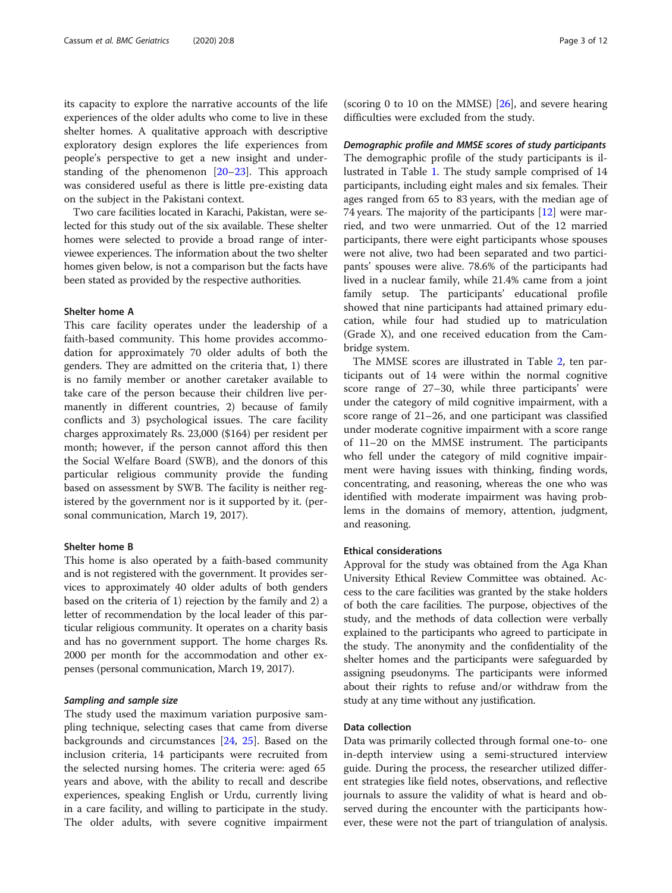its capacity to explore the narrative accounts of the life experiences of the older adults who come to live in these shelter homes. A qualitative approach with descriptive exploratory design explores the life experiences from people's perspective to get a new insight and understanding of the phenomenon [20–23]. This approach was considered useful as there is little pre-existing data on the subject in the Pakistani context.

Two care facilities located in Karachi, Pakistan, were selected for this study out of the six available. These shelter homes were selected to provide a broad range of interviewee experiences. The information about the two shelter homes given below, is not a comparison but the facts have been stated as provided by the respective authorities.

### Shelter home A

This care facility operates under the leadership of a faith-based community. This home provides accommodation for approximately 70 older adults of both the genders. They are admitted on the criteria that, 1) there is no family member or another caretaker available to take care of the person because their children live permanently in different countries, 2) because of family conflicts and 3) psychological issues. The care facility charges approximately Rs. 23,000 ($164) per resident per month; however, if the person cannot afford this then the Social Welfare Board (SWB), and the donors of this particular religious community provide the funding based on assessment by SWB. The facility is neither registered by the government nor is it supported by it. (personal communication, March 19, 2017).

### Shelter home B

This home is also operated by a faith-based community and is not registered with the government. It provides services to approximately 40 older adults of both genders based on the criteria of 1) rejection by the family and 2) a letter of recommendation by the local leader of this particular religious community. It operates on a charity basis and has no government support. The home charges Rs. 2000 per month for the accommodation and other expenses (personal communication, March 19, 2017).

### *Sampling and sample size*

The study used the maximum variation purposive sampling technique, selecting cases that came from diverse backgrounds and circumstances [24, 25]. Based on the inclusion criteria, 14 participants were recruited from the selected nursing homes. The criteria were: aged 65 years and above, with the ability to recall and describe experiences, speaking English or Urdu, currently living in a care facility, and willing to participate in the study. The older adults, with severe cognitive impairment (scoring 0 to 10 on the MMSE) [26], and severe hearing difficulties were excluded from the study.

### *Demographic profile and MMSE scores of study participants*

The demographic profile of the study participants is illustrated in Table 1. The study sample comprised of 14 participants, including eight males and six females. Their ages ranged from 65 to 83 years, with the median age of 74 years. The majority of the participants [12] were married, and two were unmarried. Out of the 12 married participants, there were eight participants whose spouses were not alive, two had been separated and two participants' spouses were alive. 78.6% of the participants had lived in a nuclear family, while 21.4% came from a joint family setup. The participants' educational profile showed that nine participants had attained primary education, while four had studied up to matriculation (Grade X), and one received education from the Cambridge system.

The MMSE scores are illustrated in Table 2, ten participants out of 14 were within the normal cognitive score range of 27–30, while three participants' were under the category of mild cognitive impairment, with a score range of 21–26, and one participant was classified under moderate cognitive impairment with a score range of 11–20 on the MMSE instrument. The participants who fell under the category of mild cognitive impairment were having issues with thinking, finding words, concentrating, and reasoning, whereas the one who was identified with moderate impairment was having problems in the domains of memory, attention, judgment, and reasoning.

### Ethical considerations

Approval for the study was obtained from the Aga Khan University Ethical Review Committee was obtained. Access to the care facilities was granted by the stake holders of both the care facilities. The purpose, objectives of the study, and the methods of data collection were verbally explained to the participants who agreed to participate in the study. The anonymity and the confidentiality of the shelter homes and the participants were safeguarded by assigning pseudonyms. The participants were informed about their rights to refuse and/or withdraw from the study at any time without any justification.

### Data collection

Data was primarily collected through formal one-to- one in-depth interview using a semi-structured interview guide. During the process, the researcher utilized different strategies like field notes, observations, and reflective journals to assure the validity of what is heard and observed during the encounter with the participants however, these were not the part of triangulation of analysis.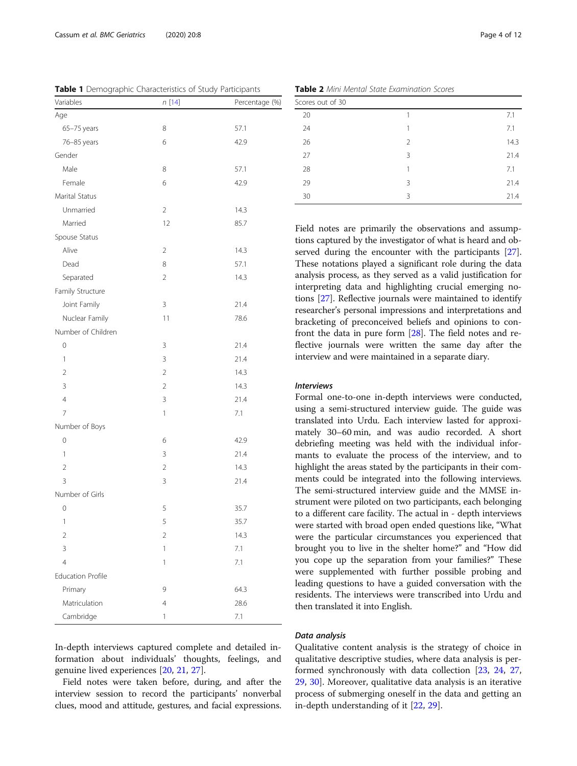**Table 1** Demographic Characteristics of Study Participants

| Variables | *n* [14] | Percentage (%) |
|---|---|---|
| Age | | |
| 65–75 years | 8 | 57.1 |
| 76–85 years | 6 | 42.9 |
| Gender | | |
| Male | 8 | 57.1 |
| Female | 6 | 42.9 |
| Marital Status | | |
| Unmarried | 2 | 14.3 |
| Married | 12 | 85.7 |
| Spouse Status | | |
| Alive | 2 | 14.3 |
| Dead | 8 | 57.1 |
| Separated | 2 | 14.3 |
| Family Structure | | |
| Joint Family | 3 | 21.4 |
| Nuclear Family | 11 | 78.6 |
| Number of Children | | |
| 0 | 3 | 21.4 |
| 1 | 3 | 21.4 |
| 2 | 2 | 14.3 |
| 3 | 2 | 14.3 |
| 4 | 3 | 21.4 |
| 7 | 1 | 7.1 |
| Number of Boys | | |
| 0 | 6 | 42.9 |
| 1 | 3 | 21.4 |
| 2 | 2 | 14.3 |
| 3 | 3 | 21.4 |
| Number of Girls | | |
| 0 | 5 | 35.7 |
| 1 | 5 | 35.7 |
| 2 | 2 | 14.3 |
| 3 | 1 | 7.1 |
| 4 | 1 | 7.1 |
| Education Profile | | |
| Primary | 9 | 64.3 |
| Matriculation | 4 | 28.6 |
| Cambridge | 1 | 7.1 |

In-depth interviews captured complete and detailed information about individuals' thoughts, feelings, and genuine lived experiences [20, 21, 27].

Field notes were taken before, during, and after the interview session to record the participants' nonverbal clues, mood and attitude, gestures, and facial expressions.

**Table 2** *Mini Mental State Examination Scores*

| Scores out of 30 | | |
|---|---|---|
| 20 | 1 | 7.1 |
| 24 | 1 | 7.1 |
| 26 | 2 | 14.3 |
| 27 | 3 | 21.4 |
| 28 | 1 | 7.1 |
| 29 | 3 | 21.4 |
| 30 | 3 | 21.4 |

Field notes are primarily the observations and assumptions captured by the investigator of what is heard and observed during the encounter with the participants [27]. These notations played a significant role during the data analysis process, as they served as a valid justification for interpreting data and highlighting crucial emerging notions [27]. Reflective journals were maintained to identify researcher's personal impressions and interpretations and bracketing of preconceived beliefs and opinions to confront the data in pure form [28]. The field notes and reflective journals were written the same day after the interview and were maintained in a separate diary.

#### *Interviews*

Formal one-to-one in-depth interviews were conducted, using a semi-structured interview guide. The guide was translated into Urdu. Each interview lasted for approximately 30–60 min, and was audio recorded. A short debriefing meeting was held with the individual informants to evaluate the process of the interview, and to highlight the areas stated by the participants in their comments could be integrated into the following interviews. The semi-structured interview guide and the MMSE instrument were piloted on two participants, each belonging to a different care facility. The actual in - depth interviews were started with broad open ended questions like, "What were the particular circumstances you experienced that brought you to live in the shelter home?" and "How did you cope up the separation from your families?" These were supplemented with further possible probing and leading questions to have a guided conversation with the residents. The interviews were transcribed into Urdu and then translated it into English.

#### *Data analysis*

Qualitative content analysis is the strategy of choice in qualitative descriptive studies, where data analysis is performed synchronously with data collection [23, 24, 27, 29, 30]. Moreover, qualitative data analysis is an iterative process of submerging oneself in the data and getting an in-depth understanding of it [22, 29].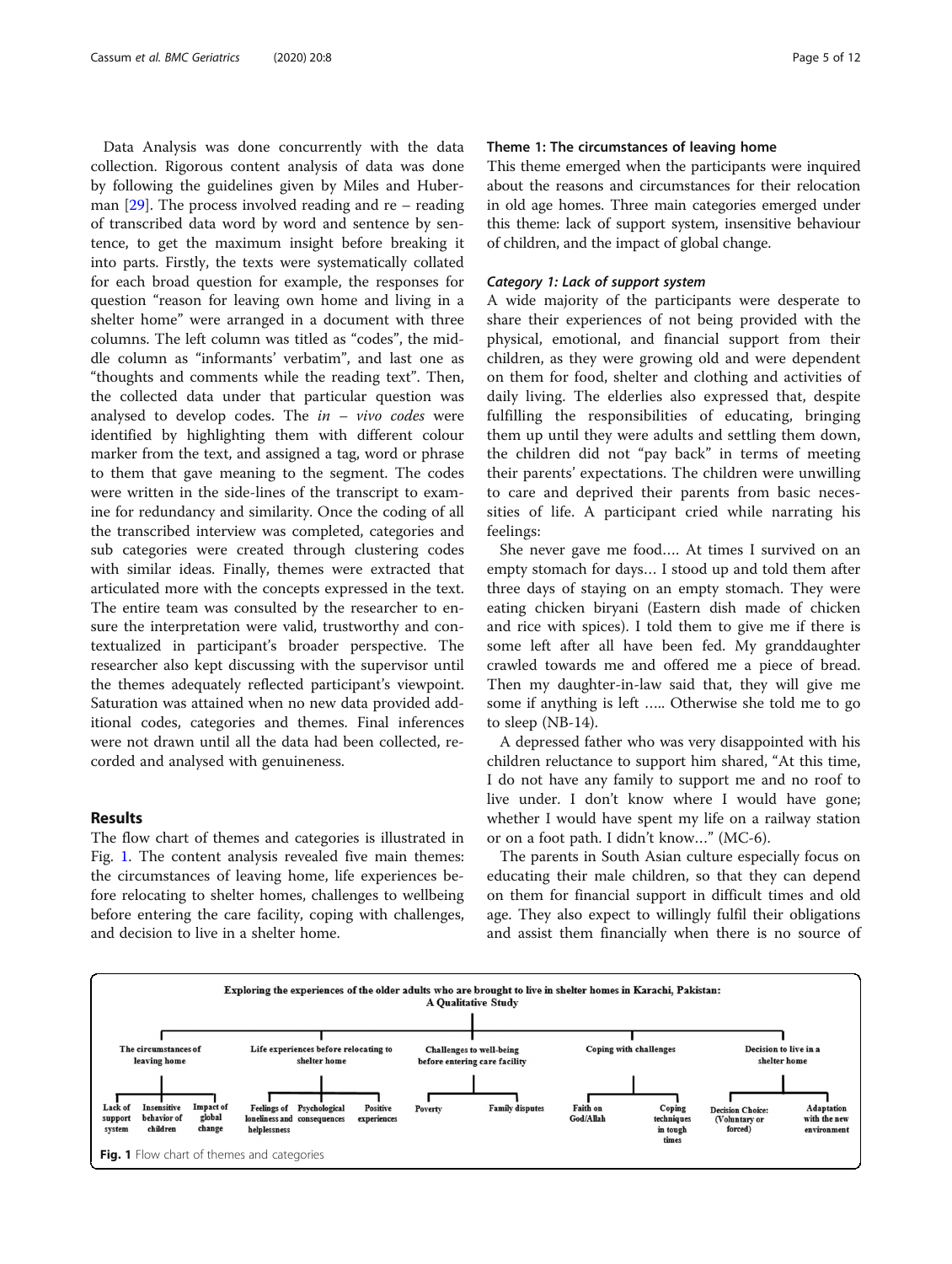Data Analysis was done concurrently with the data collection. Rigorous content analysis of data was done by following the guidelines given by Miles and Huberman [29]. The process involved reading and re – reading of transcribed data word by word and sentence by sentence, to get the maximum insight before breaking it into parts. Firstly, the texts were systematically collated for each broad question for example, the responses for question "reason for leaving own home and living in a shelter home" were arranged in a document with three columns. The left column was titled as "codes", the middle column as "informants' verbatim", and last one as "thoughts and comments while the reading text". Then, the collected data under that particular question was analysed to develop codes. The *in – vivo codes* were identified by highlighting them with different colour marker from the text, and assigned a tag, word or phrase to them that gave meaning to the segment. The codes were written in the side-lines of the transcript to examine for redundancy and similarity. Once the coding of all the transcribed interview was completed, categories and sub categories were created through clustering codes with similar ideas. Finally, themes were extracted that articulated more with the concepts expressed in the text. The entire team was consulted by the researcher to ensure the interpretation were valid, trustworthy and contextualized in participant's broader perspective. The researcher also kept discussing with the supervisor until the themes adequately reflected participant's viewpoint. Saturation was attained when no new data provided additional codes, categories and themes. Final inferences were not drawn until all the data had been collected, recorded and analysed with genuineness.

## Results

The flow chart of themes and categories is illustrated in Fig. 1. The content analysis revealed five main themes: the circumstances of leaving home, life experiences before relocating to shelter homes, challenges to wellbeing before entering the care facility, coping with challenges, and decision to live in a shelter home.

### Theme 1: The circumstances of leaving home

This theme emerged when the participants were inquired about the reasons and circumstances for their relocation in old age homes. Three main categories emerged under this theme: lack of support system, insensitive behaviour of children, and the impact of global change.

#### *Category 1: Lack of support system*

A wide majority of the participants were desperate to share their experiences of not being provided with the physical, emotional, and financial support from their children, as they were growing old and were dependent on them for food, shelter and clothing and activities of daily living. The elderlies also expressed that, despite fulfilling the responsibilities of educating, bringing them up until they were adults and settling them down, the children did not "pay back" in terms of meeting their parents' expectations. The children were unwilling to care and deprived their parents from basic necessities of life. A participant cried while narrating his feelings:

She never gave me food…. At times I survived on an empty stomach for days… I stood up and told them after three days of staying on an empty stomach. They were eating chicken biryani (Eastern dish made of chicken and rice with spices). I told them to give me if there is some left after all have been fed. My granddaughter crawled towards me and offered me a piece of bread. Then my daughter-in-law said that, they will give me some if anything is left ….. Otherwise she told me to go to sleep (NB-14).

A depressed father who was very disappointed with his children reluctance to support him shared, "At this time, I do not have any family to support me and no roof to live under. I don't know where I would have gone; whether I would have spent my life on a railway station or on a foot path. I didn't know…" (MC-6).

The parents in South Asian culture especially focus on educating their male children, so that they can depend on them for financial support in difficult times and old age. They also expect to willingly fulfil their obligations and assist them financially when there is no source of

Exploring the experiences of the older adults who are brought to live in shelter homes in Karachi, Pakistan: A Qualitative Study

The circumstances of leaving home
Lack of support system
Insensitive behavior of children
Impact of global change

Life experiences before relocating to shelter home
Feelings of loneliness and helplessness
Psychological consequences
Positive experiences

Challenges to well-being before entering care facility
Poverty
Family disputes

Coping with challenges
Faith on God/Allah
Coping techniques in tough times

Decision to live in a shelter home
Decision Choice: (Voluntary or forced)
Adaptation with the new environment

**Fig. 1** Flow chart of themes and categories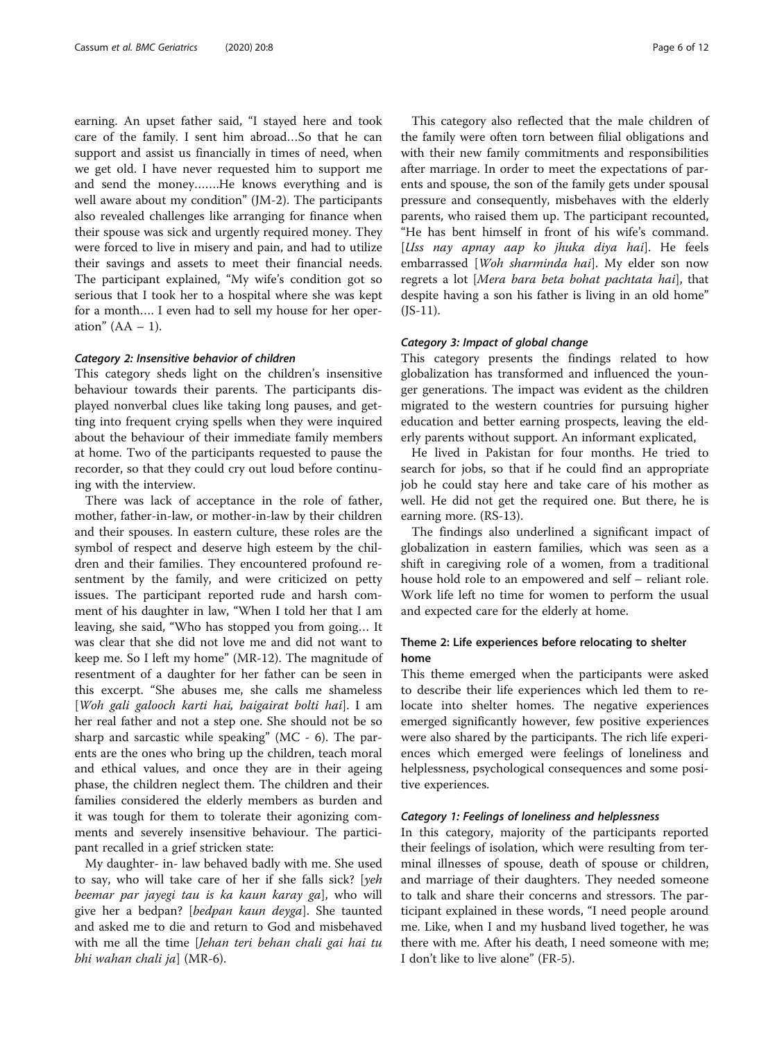earning. An upset father said, "I stayed here and took care of the family. I sent him abroad…So that he can support and assist us financially in times of need, when we get old. I have never requested him to support me and send the money…….He knows everything and is well aware about my condition" (JM-2). The participants also revealed challenges like arranging for finance when their spouse was sick and urgently required money. They were forced to live in misery and pain, and had to utilize their savings and assets to meet their financial needs. The participant explained, "My wife's condition got so serious that I took her to a hospital where she was kept for a month…. I even had to sell my house for her operation" (AA – 1).

#### *Category 2: Insensitive behavior of children*

This category sheds light on the children's insensitive behaviour towards their parents. The participants displayed nonverbal clues like taking long pauses, and getting into frequent crying spells when they were inquired about the behaviour of their immediate family members at home. Two of the participants requested to pause the recorder, so that they could cry out loud before continuing with the interview.

There was lack of acceptance in the role of father, mother, father-in-law, or mother-in-law by their children and their spouses. In eastern culture, these roles are the symbol of respect and deserve high esteem by the children and their families. They encountered profound resentment by the family, and were criticized on petty issues. The participant reported rude and harsh comment of his daughter in law, "When I told her that I am leaving, she said, "Who has stopped you from going… It was clear that she did not love me and did not want to keep me. So I left my home" (MR-12). The magnitude of resentment of a daughter for her father can be seen in this excerpt. "She abuses me, she calls me shameless [*Woh gali galooch karti hai, baigairat bolti hai*]. I am her real father and not a step one. She should not be so sharp and sarcastic while speaking" (MC - 6). The parents are the ones who bring up the children, teach moral and ethical values, and once they are in their ageing phase, the children neglect them. The children and their families considered the elderly members as burden and it was tough for them to tolerate their agonizing comments and severely insensitive behaviour. The participant recalled in a grief stricken state:

My daughter- in- law behaved badly with me. She used to say, who will take care of her if she falls sick? [*yeh beemar par jayegi tau is ka kaun karay ga*], who will give her a bedpan? [*bedpan kaun deyga*]. She taunted and asked me to die and return to God and misbehaved with me all the time [*Jehan teri behan chali gai hai tu bhi wahan chali ja*] (MR-6).

This category also reflected that the male children of the family were often torn between filial obligations and with their new family commitments and responsibilities after marriage. In order to meet the expectations of parents and spouse, the son of the family gets under spousal pressure and consequently, misbehaves with the elderly parents, who raised them up. The participant recounted, "He has bent himself in front of his wife's command. [*Uss nay apnay aap ko jhuka diya hai*]. He feels embarrassed [*Woh sharminda hai*]. My elder son now regrets a lot [*Mera bara beta bohat pachtata hai*], that despite having a son his father is living in an old home" (JS-11).

#### *Category 3: Impact of global change*

This category presents the findings related to how globalization has transformed and influenced the younger generations. The impact was evident as the children migrated to the western countries for pursuing higher education and better earning prospects, leaving the elderly parents without support. An informant explicated,

He lived in Pakistan for four months. He tried to search for jobs, so that if he could find an appropriate job he could stay here and take care of his mother as well. He did not get the required one. But there, he is earning more. (RS-13).

The findings also underlined a significant impact of globalization in eastern families, which was seen as a shift in caregiving role of a women, from a traditional house hold role to an empowered and self – reliant role. Work life left no time for women to perform the usual and expected care for the elderly at home.

### Theme 2: Life experiences before relocating to shelter home

This theme emerged when the participants were asked to describe their life experiences which led them to relocate into shelter homes. The negative experiences emerged significantly however, few positive experiences were also shared by the participants. The rich life experiences which emerged were feelings of loneliness and helplessness, psychological consequences and some positive experiences.

#### *Category 1: Feelings of loneliness and helplessness*

In this category, majority of the participants reported their feelings of isolation, which were resulting from terminal illnesses of spouse, death of spouse or children, and marriage of their daughters. They needed someone to talk and share their concerns and stressors. The participant explained in these words, "I need people around me. Like, when I and my husband lived together, he was there with me. After his death, I need someone with me; I don't like to live alone" (FR-5).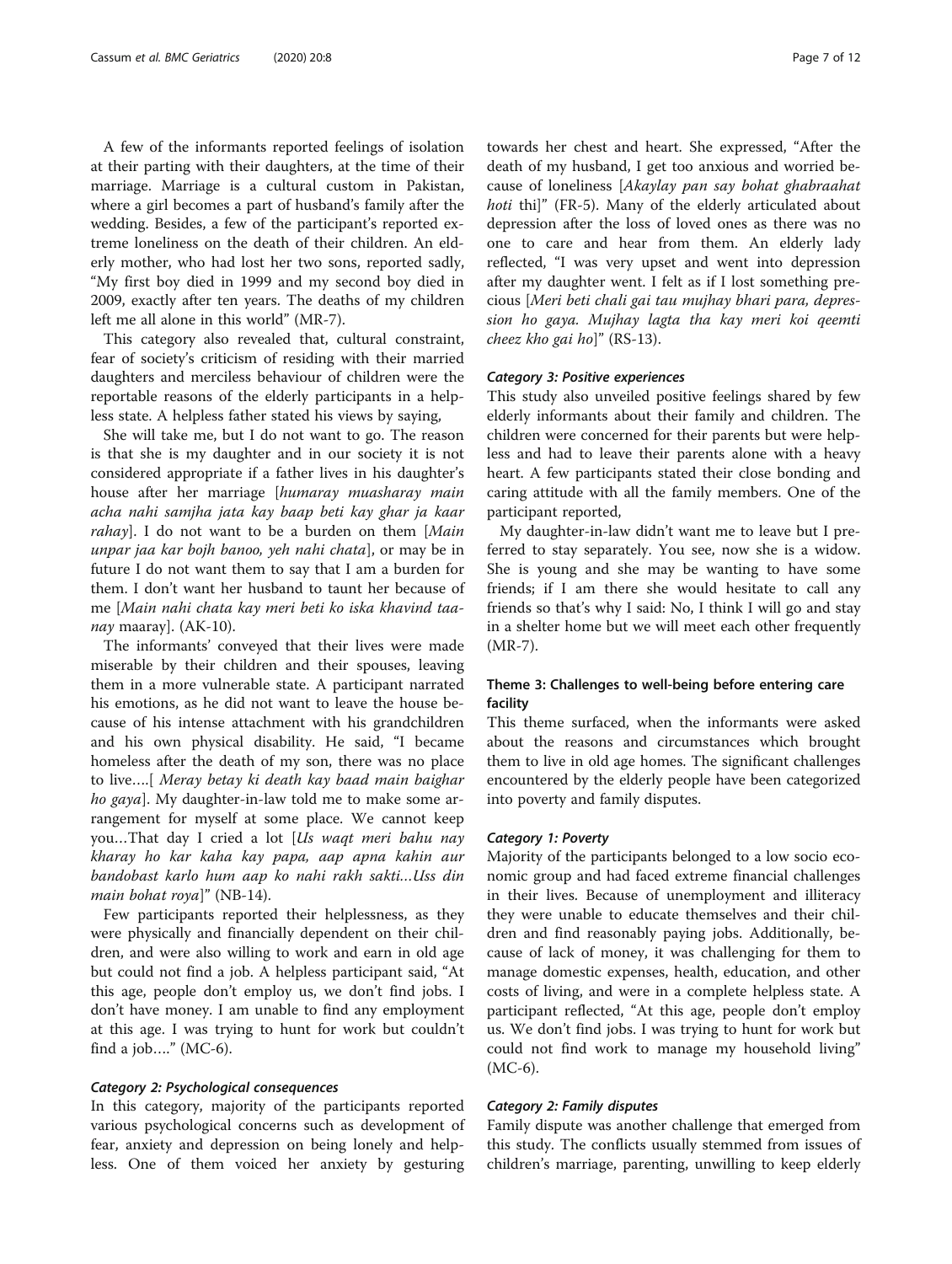A few of the informants reported feelings of isolation at their parting with their daughters, at the time of their marriage. Marriage is a cultural custom in Pakistan, where a girl becomes a part of husband's family after the wedding. Besides, a few of the participant's reported extreme loneliness on the death of their children. An elderly mother, who had lost her two sons, reported sadly, "My first boy died in 1999 and my second boy died in 2009, exactly after ten years. The deaths of my children left me all alone in this world" (MR-7).

This category also revealed that, cultural constraint, fear of society's criticism of residing with their married daughters and merciless behaviour of children were the reportable reasons of the elderly participants in a helpless state. A helpless father stated his views by saying,

She will take me, but I do not want to go. The reason is that she is my daughter and in our society it is not considered appropriate if a father lives in his daughter's house after her marriage [*humaray muasharay main acha nahi samjha jata kay baap beti kay ghar ja kaar rahay*]. I do not want to be a burden on them [*Main unpar jaa kar bojh banoo, yeh nahi chata*], or may be in future I do not want them to say that I am a burden for them. I don't want her husband to taunt her because of me [*Main nahi chata kay meri beti ko iska khavind taanay* maaray]. (AK-10).

The informants' conveyed that their lives were made miserable by their children and their spouses, leaving them in a more vulnerable state. A participant narrated his emotions, as he did not want to leave the house because of his intense attachment with his grandchildren and his own physical disability. He said, "I became homeless after the death of my son, there was no place to live….[ *Meray betay ki death kay baad main baighar ho gaya*]. My daughter-in-law told me to make some arrangement for myself at some place. We cannot keep you…That day I cried a lot [*Us waqt meri bahu nay kharay ho kar kaha kay papa, aap apna kahin aur bandobast karlo hum aap ko nahi rakh sakti…Uss din main bohat roya*]" (NB-14).

Few participants reported their helplessness, as they were physically and financially dependent on their children, and were also willing to work and earn in old age but could not find a job. A helpless participant said, "At this age, people don't employ us, we don't find jobs. I don't have money. I am unable to find any employment at this age. I was trying to hunt for work but couldn't find a job…." (MC-6).

#### *Category 2: Psychological consequences*

In this category, majority of the participants reported various psychological concerns such as development of fear, anxiety and depression on being lonely and helpless. One of them voiced her anxiety by gesturing towards her chest and heart. She expressed, "After the death of my husband, I get too anxious and worried because of loneliness [*Akaylay pan say bohat ghabraahat hoti* thi]" (FR-5). Many of the elderly articulated about depression after the loss of loved ones as there was no one to care and hear from them. An elderly lady reflected, "I was very upset and went into depression after my daughter went. I felt as if I lost something precious [*Meri beti chali gai tau mujhay bhari para, depression ho gaya. Mujhay lagta tha kay meri koi qeemti cheez kho gai ho*]" (RS-13).

#### *Category 3: Positive experiences*

This study also unveiled positive feelings shared by few elderly informants about their family and children. The children were concerned for their parents but were helpless and had to leave their parents alone with a heavy heart. A few participants stated their close bonding and caring attitude with all the family members. One of the participant reported,

My daughter-in-law didn't want me to leave but I preferred to stay separately. You see, now she is a widow. She is young and she may be wanting to have some friends; if I am there she would hesitate to call any friends so that's why I said: No, I think I will go and stay in a shelter home but we will meet each other frequently (MR-7).

### Theme 3: Challenges to well-being before entering care facility

This theme surfaced, when the informants were asked about the reasons and circumstances which brought them to live in old age homes. The significant challenges encountered by the elderly people have been categorized into poverty and family disputes.

#### *Category 1: Poverty*

Majority of the participants belonged to a low socio economic group and had faced extreme financial challenges in their lives. Because of unemployment and illiteracy they were unable to educate themselves and their children and find reasonably paying jobs. Additionally, because of lack of money, it was challenging for them to manage domestic expenses, health, education, and other costs of living, and were in a complete helpless state. A participant reflected, "At this age, people don't employ us. We don't find jobs. I was trying to hunt for work but could not find work to manage my household living" (MC-6).

#### *Category 2: Family disputes*

Family dispute was another challenge that emerged from this study. The conflicts usually stemmed from issues of children's marriage, parenting, unwilling to keep elderly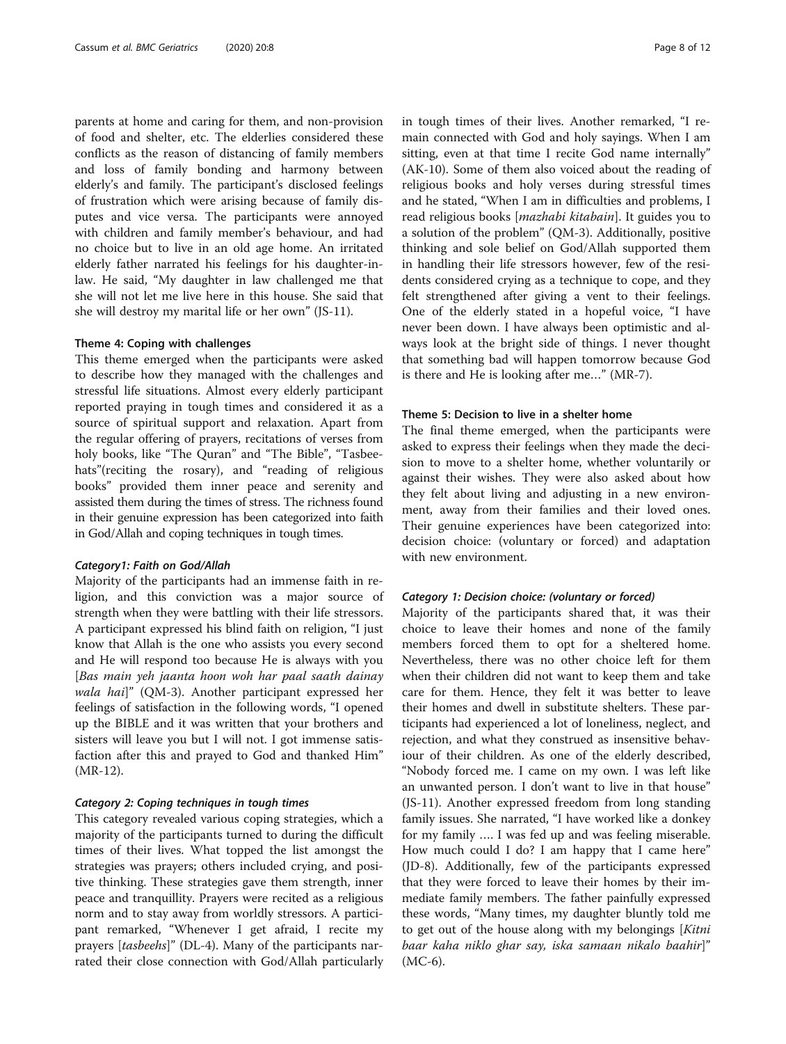parents at home and caring for them, and non-provision of food and shelter, etc. The elderlies considered these conflicts as the reason of distancing of family members and loss of family bonding and harmony between elderly's and family. The participant's disclosed feelings of frustration which were arising because of family disputes and vice versa. The participants were annoyed with children and family member's behaviour, and had no choice but to live in an old age home. An irritated elderly father narrated his feelings for his daughter-in-law. He said, "My daughter in law challenged me that she will not let me live here in this house. She said that she will destroy my marital life or her own" (JS-11).

#### Theme 4: Coping with challenges

This theme emerged when the participants were asked to describe how they managed with the challenges and stressful life situations. Almost every elderly participant reported praying in tough times and considered it as a source of spiritual support and relaxation. Apart from the regular offering of prayers, recitations of verses from holy books, like "The Quran" and "The Bible", "Tasbeehats"(reciting the rosary), and "reading of religious books" provided them inner peace and serenity and assisted them during the times of stress. The richness found in their genuine expression has been categorized into faith in God/Allah and coping techniques in tough times.

##### *Category1: Faith on God/Allah*

Majority of the participants had an immense faith in religion, and this conviction was a major source of strength when they were battling with their life stressors. A participant expressed his blind faith on religion, "I just know that Allah is the one who assists you every second and He will respond too because He is always with you [*Bas main yeh jaanta hoon woh har paal saath dainay wala hai*]" (QM-3). Another participant expressed her feelings of satisfaction in the following words, "I opened up the BIBLE and it was written that your brothers and sisters will leave you but I will not. I got immense satisfaction after this and prayed to God and thanked Him" (MR-12).

##### *Category 2: Coping techniques in tough times*

This category revealed various coping strategies, which a majority of the participants turned to during the difficult times of their lives. What topped the list amongst the strategies was prayers; others included crying, and positive thinking. These strategies gave them strength, inner peace and tranquillity. Prayers were recited as a religious norm and to stay away from worldly stressors. A participant remarked, "Whenever I get afraid, I recite my prayers [*tasbeehs*]" (DL-4). Many of the participants narrated their close connection with God/Allah particularly in tough times of their lives. Another remarked, "I remain connected with God and holy sayings. When I am sitting, even at that time I recite God name internally" (AK-10). Some of them also voiced about the reading of religious books and holy verses during stressful times and he stated, "When I am in difficulties and problems, I read religious books [*mazhabi kitabain*]. It guides you to a solution of the problem" (QM-3). Additionally, positive thinking and sole belief on God/Allah supported them in handling their life stressors however, few of the residents considered crying as a technique to cope, and they felt strengthened after giving a vent to their feelings. One of the elderly stated in a hopeful voice, "I have never been down. I have always been optimistic and always look at the bright side of things. I never thought that something bad will happen tomorrow because God is there and He is looking after me…" (MR-7).

#### Theme 5: Decision to live in a shelter home

The final theme emerged, when the participants were asked to express their feelings when they made the decision to move to a shelter home, whether voluntarily or against their wishes. They were also asked about how they felt about living and adjusting in a new environment, away from their families and their loved ones. Their genuine experiences have been categorized into: decision choice: (voluntary or forced) and adaptation with new environment.

##### *Category 1: Decision choice: (voluntary or forced)*

Majority of the participants shared that, it was their choice to leave their homes and none of the family members forced them to opt for a sheltered home. Nevertheless, there was no other choice left for them when their children did not want to keep them and take care for them. Hence, they felt it was better to leave their homes and dwell in substitute shelters. These participants had experienced a lot of loneliness, neglect, and rejection, and what they construed as insensitive behaviour of their children. As one of the elderly described, "Nobody forced me. I came on my own. I was left like an unwanted person. I don't want to live in that house" (JS-11). Another expressed freedom from long standing family issues. She narrated, "I have worked like a donkey for my family …. I was fed up and was feeling miserable. How much could I do? I am happy that I came here" (JD-8). Additionally, few of the participants expressed that they were forced to leave their homes by their immediate family members. The father painfully expressed these words, "Many times, my daughter bluntly told me to get out of the house along with my belongings [*Kitni baar kaha niklo ghar say, iska samaan nikalo baahir*]" (MC-6).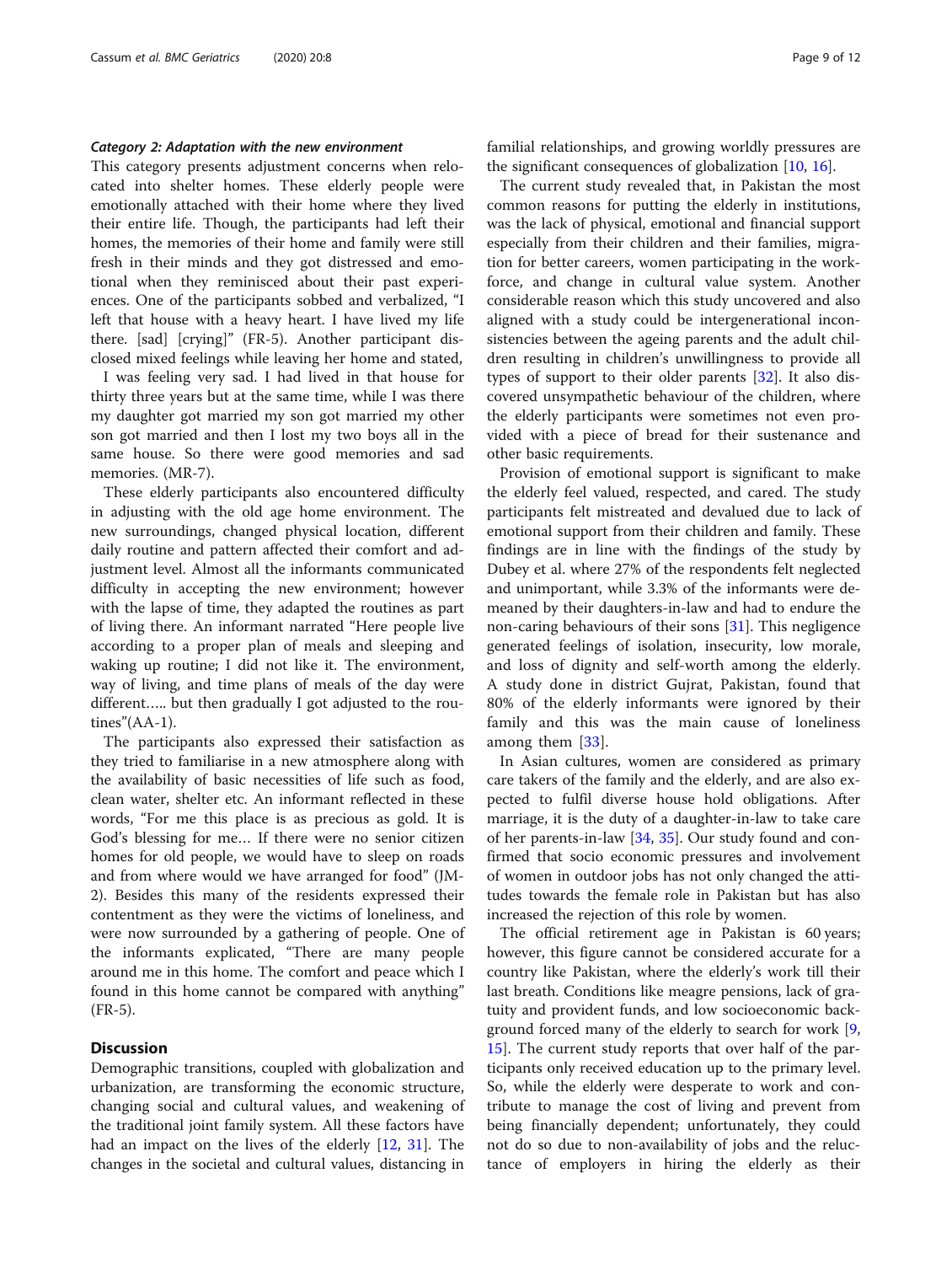#### *Category 2: Adaptation with the new environment*

This category presents adjustment concerns when relocated into shelter homes. These elderly people were emotionally attached with their home where they lived their entire life. Though, the participants had left their homes, the memories of their home and family were still fresh in their minds and they got distressed and emotional when they reminisced about their past experiences. One of the participants sobbed and verbalized, "I left that house with a heavy heart. I have lived my life there. [sad] [crying]" (FR-5). Another participant disclosed mixed feelings while leaving her home and stated,

> I was feeling very sad. I had lived in that house for thirty three years but at the same time, while I was there my daughter got married my son got married my other son got married and then I lost my two boys all in the same house. So there were good memories and sad memories. (MR-7).

These elderly participants also encountered difficulty in adjusting with the old age home environment. The new surroundings, changed physical location, different daily routine and pattern affected their comfort and adjustment level. Almost all the informants communicated difficulty in accepting the new environment; however with the lapse of time, they adapted the routines as part of living there. An informant narrated "Here people live according to a proper plan of meals and sleeping and waking up routine; I did not like it. The environment, way of living, and time plans of meals of the day were different….. but then gradually I got adjusted to the routines"(AA-1).

The participants also expressed their satisfaction as they tried to familiarise in a new atmosphere along with the availability of basic necessities of life such as food, clean water, shelter etc. An informant reflected in these words, "For me this place is as precious as gold. It is God's blessing for me… If there were no senior citizen homes for old people, we would have to sleep on roads and from where would we have arranged for food" (JM-2). Besides this many of the residents expressed their contentment as they were the victims of loneliness, and were now surrounded by a gathering of people. One of the informants explicated, "There are many people around me in this home. The comfort and peace which I found in this home cannot be compared with anything" (FR-5).

## Discussion

Demographic transitions, coupled with globalization and urbanization, are transforming the economic structure, changing social and cultural values, and weakening of the traditional joint family system. All these factors have had an impact on the lives of the elderly [12, 31]. The changes in the societal and cultural values, distancing in familial relationships, and growing worldly pressures are the significant consequences of globalization [10, 16].

The current study revealed that, in Pakistan the most common reasons for putting the elderly in institutions, was the lack of physical, emotional and financial support especially from their children and their families, migration for better careers, women participating in the workforce, and change in cultural value system. Another considerable reason which this study uncovered and also aligned with a study could be intergenerational inconsistencies between the ageing parents and the adult children resulting in children's unwillingness to provide all types of support to their older parents [32]. It also discovered unsympathetic behaviour of the children, where the elderly participants were sometimes not even provided with a piece of bread for their sustenance and other basic requirements.

Provision of emotional support is significant to make the elderly feel valued, respected, and cared. The study participants felt mistreated and devalued due to lack of emotional support from their children and family. These findings are in line with the findings of the study by Dubey et al. where 27% of the respondents felt neglected and unimportant, while 3.3% of the informants were demeaned by their daughters-in-law and had to endure the non-caring behaviours of their sons [31]. This negligence generated feelings of isolation, insecurity, low morale, and loss of dignity and self-worth among the elderly. A study done in district Gujrat, Pakistan, found that 80% of the elderly informants were ignored by their family and this was the main cause of loneliness among them [33].

In Asian cultures, women are considered as primary care takers of the family and the elderly, and are also expected to fulfil diverse house hold obligations. After marriage, it is the duty of a daughter-in-law to take care of her parents-in-law [34, 35]. Our study found and confirmed that socio economic pressures and involvement of women in outdoor jobs has not only changed the attitudes towards the female role in Pakistan but has also increased the rejection of this role by women.

The official retirement age in Pakistan is 60 years; however, this figure cannot be considered accurate for a country like Pakistan, where the elderly's work till their last breath. Conditions like meagre pensions, lack of gratuity and provident funds, and low socioeconomic background forced many of the elderly to search for work [9, 15]. The current study reports that over half of the participants only received education up to the primary level. So, while the elderly were desperate to work and contribute to manage the cost of living and prevent from being financially dependent; unfortunately, they could not do so due to non-availability of jobs and the reluctance of employers in hiring the elderly as their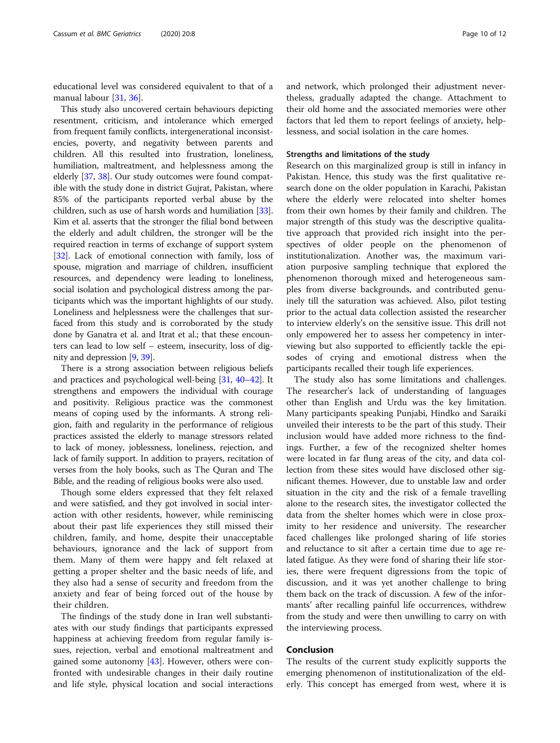educational level was considered equivalent to that of a manual labour [31, 36].

This study also uncovered certain behaviours depicting resentment, criticism, and intolerance which emerged from frequent family conflicts, intergenerational inconsistencies, poverty, and negativity between parents and children. All this resulted into frustration, loneliness, humiliation, maltreatment, and helplessness among the elderly [37, 38]. Our study outcomes were found compatible with the study done in district Gujrat, Pakistan, where 85% of the participants reported verbal abuse by the children, such as use of harsh words and humiliation [33]. Kim et al. asserts that the stronger the filial bond between the elderly and adult children, the stronger will be the required reaction in terms of exchange of support system [32]. Lack of emotional connection with family, loss of spouse, migration and marriage of children, insufficient resources, and dependency were leading to loneliness, social isolation and psychological distress among the participants which was the important highlights of our study. Loneliness and helplessness were the challenges that surfaced from this study and is corroborated by the study done by Ganatra et al. and Itrat et al.; that these encounters can lead to low self – esteem, insecurity, loss of dignity and depression [9, 39].

There is a strong association between religious beliefs and practices and psychological well-being [31, 40–42]. It strengthens and empowers the individual with courage and positivity. Religious practice was the commonest means of coping used by the informants. A strong religion, faith and regularity in the performance of religious practices assisted the elderly to manage stressors related to lack of money, joblessness, loneliness, rejection, and lack of family support. In addition to prayers, recitation of verses from the holy books, such as The Quran and The Bible, and the reading of religious books were also used.

Though some elders expressed that they felt relaxed and were satisfied, and they got involved in social interaction with other residents, however, while reminiscing about their past life experiences they still missed their children, family, and home, despite their unacceptable behaviours, ignorance and the lack of support from them. Many of them were happy and felt relaxed at getting a proper shelter and the basic needs of life, and they also had a sense of security and freedom from the anxiety and fear of being forced out of the house by their children.

The findings of the study done in Iran well substantiates with our study findings that participants expressed happiness at achieving freedom from regular family issues, rejection, verbal and emotional maltreatment and gained some autonomy [43]. However, others were confronted with undesirable changes in their daily routine and life style, physical location and social interactions and network, which prolonged their adjustment nevertheless, gradually adapted the change. Attachment to their old home and the associated memories were other factors that led them to report feelings of anxiety, helplessness, and social isolation in the care homes.

### Strengths and limitations of the study

Research on this marginalized group is still in infancy in Pakistan. Hence, this study was the first qualitative research done on the older population in Karachi, Pakistan where the elderly were relocated into shelter homes from their own homes by their family and children. The major strength of this study was the descriptive qualitative approach that provided rich insight into the perspectives of older people on the phenomenon of institutionalization. Another was, the maximum variation purposive sampling technique that explored the phenomenon thorough mixed and heterogeneous samples from diverse backgrounds, and contributed genuinely till the saturation was achieved. Also, pilot testing prior to the actual data collection assisted the researcher to interview elderly's on the sensitive issue. This drill not only empowered her to assess her competency in interviewing but also supported to efficiently tackle the episodes of crying and emotional distress when the participants recalled their tough life experiences.

The study also has some limitations and challenges. The researcher's lack of understanding of languages other than English and Urdu was the key limitation. Many participants speaking Punjabi, Hindko and Saraiki unveiled their interests to be the part of this study. Their inclusion would have added more richness to the findings. Further, a few of the recognized shelter homes were located in far flung areas of the city, and data collection from these sites would have disclosed other significant themes. However, due to unstable law and order situation in the city and the risk of a female travelling alone to the research sites, the investigator collected the data from the shelter homes which were in close proximity to her residence and university. The researcher faced challenges like prolonged sharing of life stories and reluctance to sit after a certain time due to age related fatigue. As they were fond of sharing their life stories, there were frequent digressions from the topic of discussion, and it was yet another challenge to bring them back on the track of discussion. A few of the informants' after recalling painful life occurrences, withdrew from the study and were then unwilling to carry on with the interviewing process.

## Conclusion

The results of the current study explicitly supports the emerging phenomenon of institutionalization of the elderly. This concept has emerged from west, where it is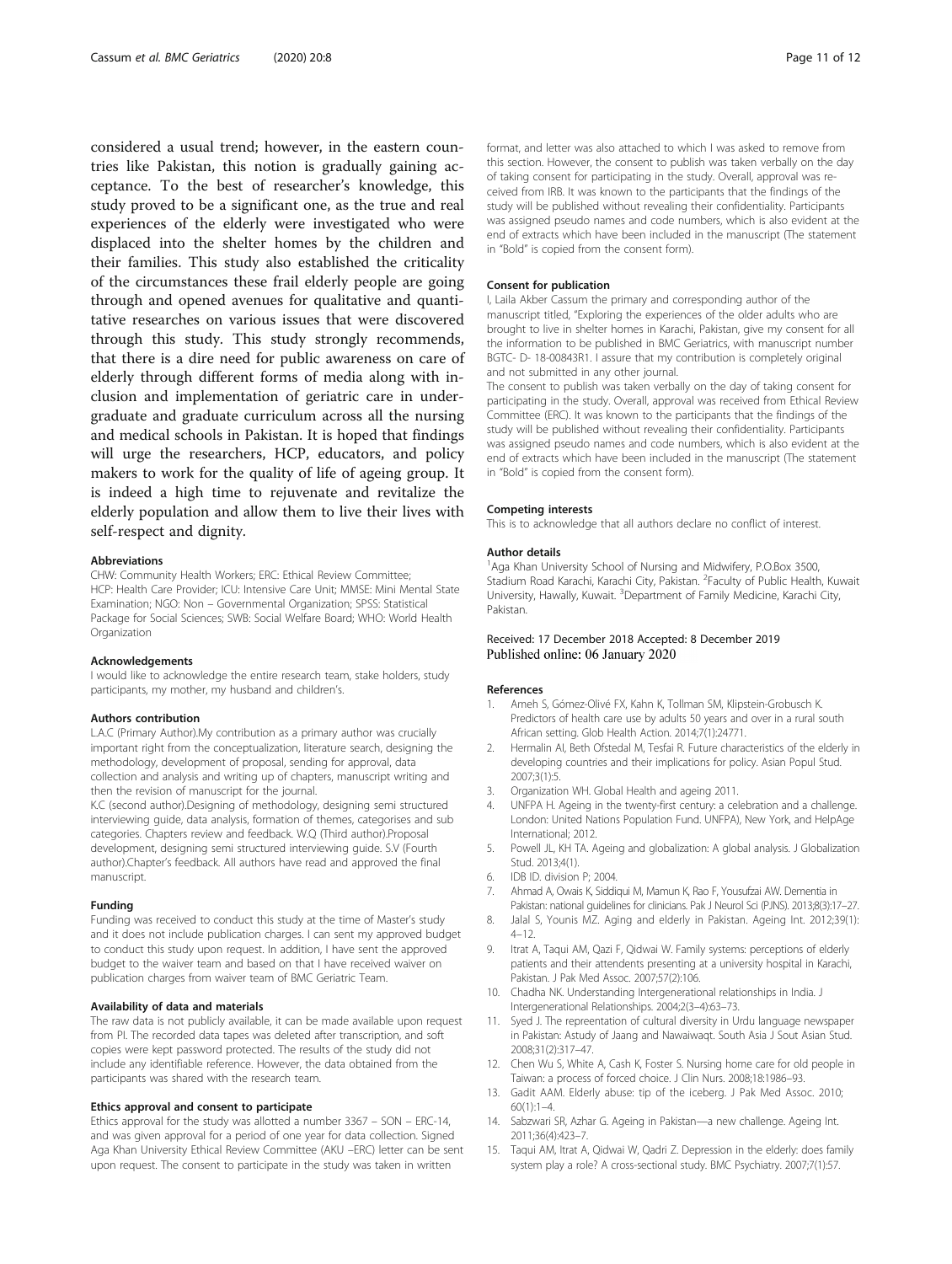considered a usual trend; however, in the eastern countries like Pakistan, this notion is gradually gaining acceptance. To the best of researcher's knowledge, this study proved to be a significant one, as the true and real experiences of the elderly were investigated who were displaced into the shelter homes by the children and their families. This study also established the criticality of the circumstances these frail elderly people are going through and opened avenues for qualitative and quantitative researches on various issues that were discovered through this study. This study strongly recommends, that there is a dire need for public awareness on care of elderly through different forms of media along with inclusion and implementation of geriatric care in undergraduate and graduate curriculum across all the nursing and medical schools in Pakistan. It is hoped that findings will urge the researchers, HCP, educators, and policy makers to work for the quality of life of ageing group. It is indeed a high time to rejuvenate and revitalize the elderly population and allow them to live their lives with self-respect and dignity.

#### Abbreviations

CHW: Community Health Workers; ERC: Ethical Review Committee; HCP: Health Care Provider; ICU: Intensive Care Unit; MMSE: Mini Mental State Examination; NGO: Non – Governmental Organization; SPSS: Statistical Package for Social Sciences; SWB: Social Welfare Board; WHO: World Health Organization

#### Acknowledgements

I would like to acknowledge the entire research team, stake holders, study participants, my mother, my husband and children's.

#### Authors contribution

L.A.C (Primary Author).My contribution as a primary author was crucially important right from the conceptualization, literature search, designing the methodology, development of proposal, sending for approval, data collection and analysis and writing up of chapters, manuscript writing and then the revision of manuscript for the journal.

K.C (second author).Designing of methodology, designing semi structured interviewing guide, data analysis, formation of themes, categorises and sub categories. Chapters review and feedback. W.Q (Third author).Proposal development, designing semi structured interviewing guide. S.V (Fourth author).Chapter's feedback. All authors have read and approved the final manuscript.

#### Funding

Funding was received to conduct this study at the time of Master's study and it does not include publication charges. I can sent my approved budget to conduct this study upon request. In addition, I have sent the approved budget to the waiver team and based on that I have received waiver on publication charges from waiver team of BMC Geriatric Team.

#### Availability of data and materials

The raw data is not publicly available, it can be made available upon request from PI. The recorded data tapes was deleted after transcription, and soft copies were kept password protected. The results of the study did not include any identifiable reference. However, the data obtained from the participants was shared with the research team.

#### Ethics approval and consent to participate

Ethics approval for the study was allotted a number 3367 – SON – ERC-14, and was given approval for a period of one year for data collection. Signed Aga Khan University Ethical Review Committee (AKU –ERC) letter can be sent upon request. The consent to participate in the study was taken in written format, and letter was also attached to which I was asked to remove from this section. However, the consent to publish was taken verbally on the day of taking consent for participating in the study. Overall, approval was received from IRB. It was known to the participants that the findings of the study will be published without revealing their confidentiality. Participants was assigned pseudo names and code numbers, which is also evident at the end of extracts which have been included in the manuscript (The statement in "Bold" is copied from the consent form).

#### Consent for publication

I, Laila Akber Cassum the primary and corresponding author of the manuscript titled, "Exploring the experiences of the older adults who are brought to live in shelter homes in Karachi, Pakistan, give my consent for all the information to be published in BMC Geriatrics, with manuscript number BGTC- D- 18-00843R1. I assure that my contribution is completely original and not submitted in any other journal.

The consent to publish was taken verbally on the day of taking consent for participating in the study. Overall, approval was received from Ethical Review Committee (ERC). It was known to the participants that the findings of the study will be published without revealing their confidentiality. Participants was assigned pseudo names and code numbers, which is also evident at the end of extracts which have been included in the manuscript (The statement in "Bold" is copied from the consent form).

#### Competing interests

This is to acknowledge that all authors declare no conflict of interest.

#### Author details

[1]Aga Khan University School of Nursing and Midwifery, P.O.Box 3500, Stadium Road Karachi, Karachi City, Pakistan. [2]Faculty of Public Health, Kuwait University, Hawally, Kuwait. [3]Department of Family Medicine, Karachi City, Pakistan.

Received: 17 December 2018 Accepted: 8 December 2019
Published online: 06 January 2020

#### References

1. Ameh S, Gómez-Olivé FX, Kahn K, Tollman SM, Klipstein-Grobusch K. Predictors of health care use by adults 50 years and over in a rural south African setting. Glob Health Action. 2014;7(1):24771.
2. Hermalin AI, Beth Ofstedal M, Tesfai R. Future characteristics of the elderly in developing countries and their implications for policy. Asian Popul Stud. 2007;3(1):5.
3. Organization WH. Global Health and ageing 2011.
4. UNFPA H. Ageing in the twenty-first century: a celebration and a challenge. London: United Nations Population Fund. UNFPA), New York, and HelpAge International; 2012.
5. Powell JL, KH TA. Ageing and globalization: A global analysis. J Globalization Stud. 2013;4(1).
6. IDB ID. division P; 2004.
7. Ahmad A, Owais K, Siddiqui M, Mamun K, Rao F, Yousufzai AW. Dementia in Pakistan: national guidelines for clinicians. Pak J Neurol Sci (PJNS). 2013;8(3):17–27.
8. Jalal S, Younis MZ. Aging and elderly in Pakistan. Ageing Int. 2012;39(1): 4–12.
9. Itrat A, Taqui AM, Qazi F, Qidwai W. Family systems: perceptions of elderly patients and their attendents presenting at a university hospital in Karachi, Pakistan. J Pak Med Assoc. 2007;57(2):106.
10. Chadha NK. Understanding Intergenerational relationships in India. J Intergenerational Relationships. 2004;2(3–4):63–73.
11. Syed J. The repreentation of cultural diversity in Urdu language newspaper in Pakistan: Astudy of Jaang and Nawaiwaqt. South Asia J Sout Asian Stud. 2008;31(2):317–47.
12. Chen Wu S, White A, Cash K, Foster S. Nursing home care for old people in Taiwan: a process of forced choice. J Clin Nurs. 2008;18:1986–93.
13. Gadit AAM. Elderly abuse: tip of the iceberg. J Pak Med Assoc. 2010; 60(1):1–4.
14. Sabzwari SR, Azhar G. Ageing in Pakistan—a new challenge. Ageing Int. 2011;36(4):423–7.
15. Taqui AM, Itrat A, Qidwai W, Qadri Z. Depression in the elderly: does family system play a role? A cross-sectional study. BMC Psychiatry. 2007;7(1):57.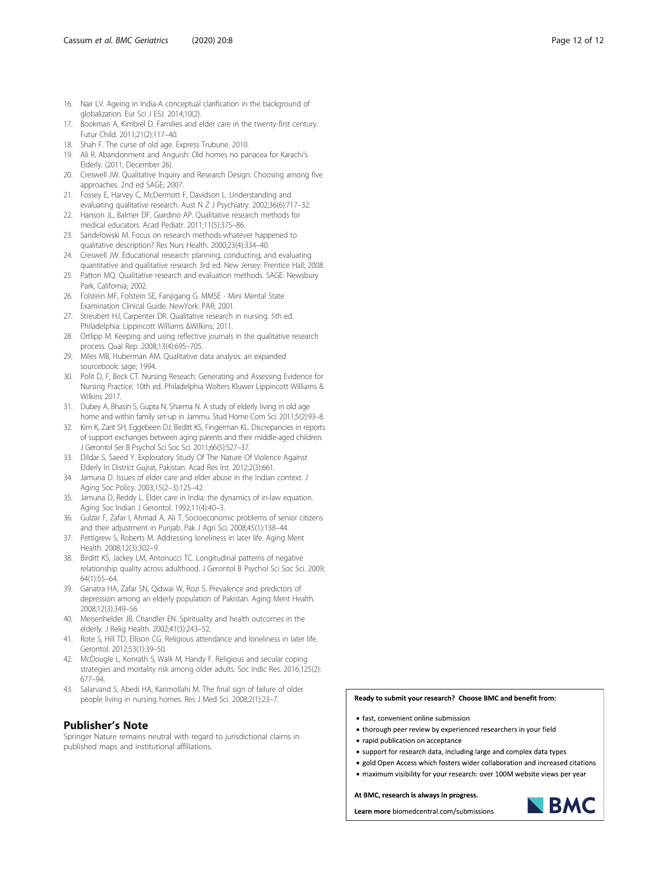16. Nair LV. Ageing in India-A conceptual clarification in the background of globalization. Eur Sci J ESJ. 2014;10(2).
17. Bookman A, Kimbrel D. Families and elder care in the twenty-first century. Futur Child. 2011;21(2):117–40.
18. Shah F. The curse of old age. Express Trubune. 2010.
19. Ali R. Abandonment and Anguish: Old homes no panacea for Karachi's Elderly. (2011, December 26).
20. Creswell JW. Qualitative Inquiry and Research Design: Choosing among five approaches. 2nd ed SAGE; 2007.
21. Fossey E, Harvey C, McDermott F, Davidson L. Understanding and evaluating qualitative research. Aust N Z J Psychiatry. 2002;36(6):717–32.
22. Hanson JL, Balmer DF, Giardino AP. Qualitative research methods for medical educators. Acad Pediatr. 2011;11(5):375–86.
23. Sandelowski M. Focus on research methods-whatever happened to qualitative description? Res Nurs Health. 2000;23(4):334–40.
24. Creswell JW. Educational research: planning, conducting, and evaluating quantitative and qualitative research 3rd ed. New Jersey: Prentice Hall; 2008.
25. Patton MQ. Qualitative research and evaluation methods. SAGE: Newsbury Park, California; 2002.
26. Folstein MF, Folstein SE, Fanjigang G. MMSE - Mini Mental State Examination Clinical Guide. NewYork: PAR; 2001.
27. Streubert HJ, Carpenter DR. Qualitative research in nursing. 5th ed. Philadelphia: Lippincott Williams &Wilkins; 2011.
28. Ortlipp M. Keeping and using reflective journals in the qualitative research process. Qual Rep. 2008;13(4):695–705.
29. Miles MB, Huberman AM. Qualitative data analysis: an expanded sourcebook: sage; 1994.
30. Polit D, F, Beck CT. Nursing Reseach: Generating and Assessing Evidence for Nursing Practice. 10th ed. Philadelphia Wolters Kluwer Lippincott Williams & Wilkins 2017.
31. Dubey A, Bhasin S, Gupta N, Sharma N. A study of elderly living in old age home and within family set-up in Jammu. Stud Home Com Sci. 2011;5(2):93–8.
32. Kim K, Zarit SH, Eggebeen DJ, Birditt KS, Fingerman KL. Discrepancies in reports of support exchanges between aging parents and their middle-aged children. J Gerontol Ser B Psychol Sci Soc Sci. 2011;66(5):527–37.
33. Dildar S, Saeed Y. Exploratory Study Of The Nature Of Violence Against Elderly In District Gujrat, Pakistan. Acad Res Int. 2012;2(3):661.
34. Jamuna D. Issues of elder care and elder abuse in the Indian context. J Aging Soc Policy. 2003;15(2–3):125–42.
35. Jamuna D, Reddy L. Elder care in India: the dynamics of in-law equation. Aging Soc Indian J Gerontol. 1992;11(4):40–3.
36. Gulzar F, Zafar I, Ahmad A, Ali T. Socioeconomic problems of senior citizens and their adjustment in Punjab. Pak J Agri Sci. 2008;45(1):138–44.
37. Pettigrew S, Roberts M. Addressing loneliness in later life. Aging Ment Health. 2008;12(3):302–9.
38. Birditt KS, Jackey LM, Antonucci TC. Longitudinal patterns of negative relationship quality across adulthood. J Gerontol B Psychol Sci Soc Sci. 2009; 64(1):55–64.
39. Ganatra HA, Zafar SN, Qidwai W, Rozi S. Prevalence and predictors of depression among an elderly population of Pakistan. Aging Ment Health. 2008;12(3):349–56.
40. Meisenhelder JB, Chandler EN. Spirituality and health outcomes in the elderly. J Relig Health. 2002;41(3):243–52.
41. Rote S, Hill TD, Ellison CG. Religious attendance and loneliness in later life. Gerontol. 2012;53(1):39–50.
42. McDougle L, Konrath S, Walk M, Handy F. Religious and secular coping strategies and mortality risk among older adults. Soc Indic Res. 2016;125(2): 677–94.
43. Salarvand S, Abedi HA, Karimollahi M. The final sign of failure of older people living in nursing homes. Res J Med Sci. 2008;2(1):23–7.

## Publisher's Note

Springer Nature remains neutral with regard to jurisdictional claims in published maps and institutional affiliations.

**Ready to submit your research? Choose BMC and benefit from:**

- fast, convenient online submission
- thorough peer review by experienced researchers in your field
- rapid publication on acceptance
- support for research data, including large and complex data types
- gold Open Access which fosters wider collaboration and increased citations
- maximum visibility for your research: over 100M website views per year

**At BMC, research is always in progress.**

**Learn more** biomedcentral.com/submissions

BMC